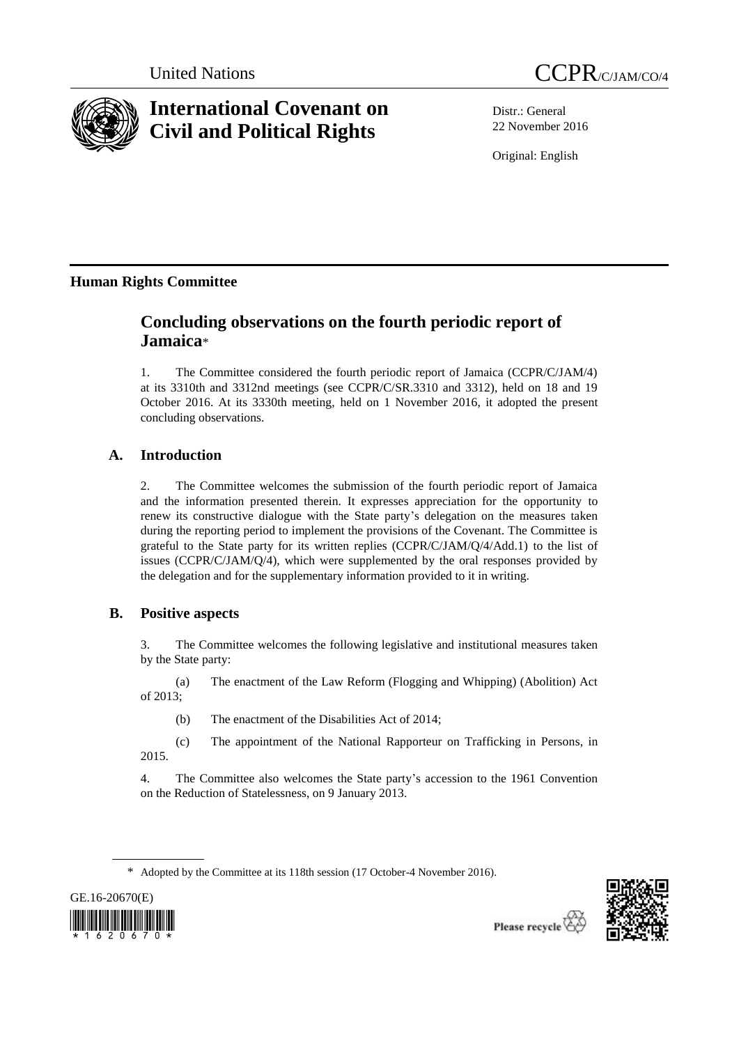United Nations

CCPR/C/JAM/CO/4

# International Covenant on Civil and Political Rights

Distr.: General
22 November 2016

Original: English

## Human Rights Committee

## Concluding observations on the fourth periodic report of Jamaica*

1. The Committee considered the fourth periodic report of Jamaica (CCPR/C/JAM/4) at its 3310th and 3312nd meetings (see CCPR/C/SR.3310 and 3312), held on 18 and 19 October 2016. At its 3330th meeting, held on 1 November 2016, it adopted the present concluding observations.

### A. Introduction

2. The Committee welcomes the submission of the fourth periodic report of Jamaica and the information presented therein. It expresses appreciation for the opportunity to renew its constructive dialogue with the State party's delegation on the measures taken during the reporting period to implement the provisions of the Covenant. The Committee is grateful to the State party for its written replies (CCPR/C/JAM/Q/4/Add.1) to the list of issues (CCPR/C/JAM/Q/4), which were supplemented by the oral responses provided by the delegation and for the supplementary information provided to it in writing.

### B. Positive aspects

3. The Committee welcomes the following legislative and institutional measures taken by the State party:

(a) The enactment of the Law Reform (Flogging and Whipping) (Abolition) Act of 2013;

(b) The enactment of the Disabilities Act of 2014;

(c) The appointment of the National Rapporteur on Trafficking in Persons, in 2015.

4. The Committee also welcomes the State party's accession to the 1961 Convention on the Reduction of Statelessness, on 9 January 2013.

\* Adopted by the Committee at its 118th session (17 October-4 November 2016).

GE.16-20670(E)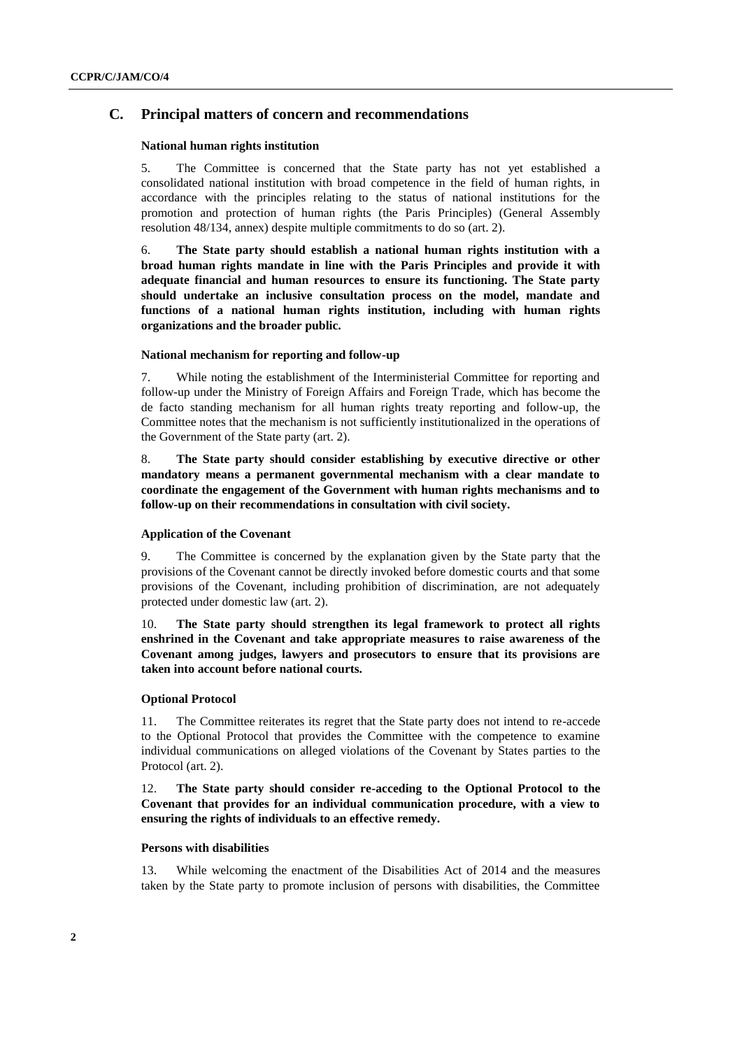## C. Principal matters of concern and recommendations

### National human rights institution

5. The Committee is concerned that the State party has not yet established a consolidated national institution with broad competence in the field of human rights, in accordance with the principles relating to the status of national institutions for the promotion and protection of human rights (the Paris Principles) (General Assembly resolution 48/134, annex) despite multiple commitments to do so (art. 2).

6. **The State party should establish a national human rights institution with a broad human rights mandate in line with the Paris Principles and provide it with adequate financial and human resources to ensure its functioning. The State party should undertake an inclusive consultation process on the model, mandate and functions of a national human rights institution, including with human rights organizations and the broader public.**

### National mechanism for reporting and follow-up

7. While noting the establishment of the Interministerial Committee for reporting and follow-up under the Ministry of Foreign Affairs and Foreign Trade, which has become the de facto standing mechanism for all human rights treaty reporting and follow-up, the Committee notes that the mechanism is not sufficiently institutionalized in the operations of the Government of the State party (art. 2).

8. **The State party should consider establishing by executive directive or other mandatory means a permanent governmental mechanism with a clear mandate to coordinate the engagement of the Government with human rights mechanisms and to follow-up on their recommendations in consultation with civil society.**

### Application of the Covenant

9. The Committee is concerned by the explanation given by the State party that the provisions of the Covenant cannot be directly invoked before domestic courts and that some provisions of the Covenant, including prohibition of discrimination, are not adequately protected under domestic law (art. 2).

10. **The State party should strengthen its legal framework to protect all rights enshrined in the Covenant and take appropriate measures to raise awareness of the Covenant among judges, lawyers and prosecutors to ensure that its provisions are taken into account before national courts.**

### Optional Protocol

11. The Committee reiterates its regret that the State party does not intend to re-accede to the Optional Protocol that provides the Committee with the competence to examine individual communications on alleged violations of the Covenant by States parties to the Protocol (art. 2).

12. **The State party should consider re-acceding to the Optional Protocol to the Covenant that provides for an individual communication procedure, with a view to ensuring the rights of individuals to an effective remedy.**

### Persons with disabilities

13. While welcoming the enactment of the Disabilities Act of 2014 and the measures taken by the State party to promote inclusion of persons with disabilities, the Committee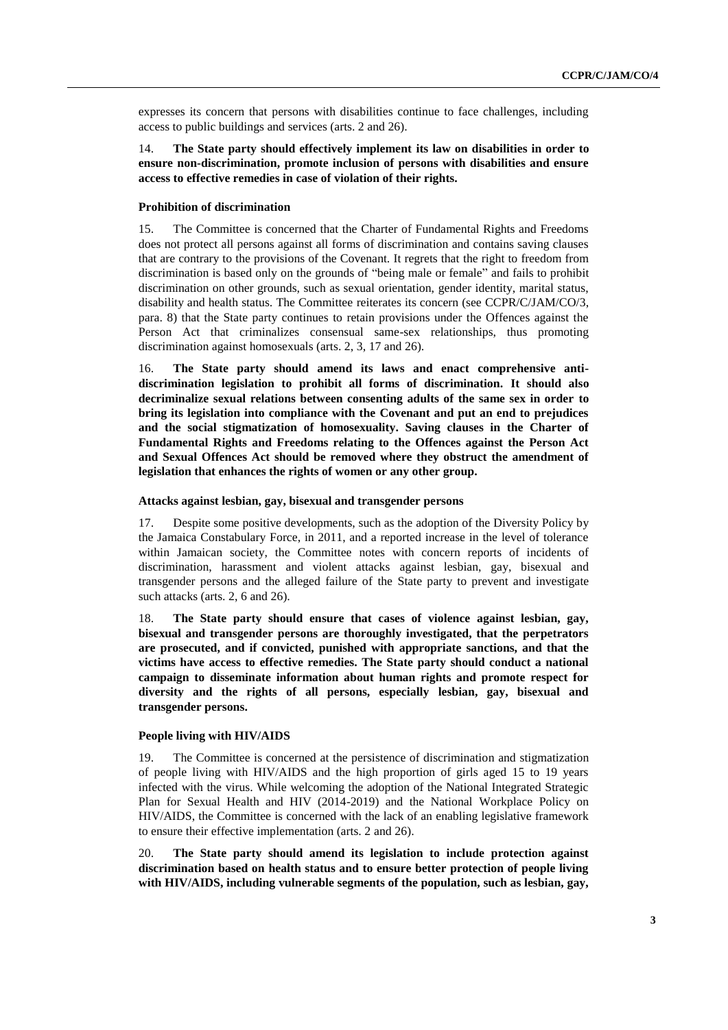expresses its concern that persons with disabilities continue to face challenges, including access to public buildings and services (arts. 2 and 26).

14. **The State party should effectively implement its law on disabilities in order to ensure non-discrimination, promote inclusion of persons with disabilities and ensure access to effective remedies in case of violation of their rights.**

#### Prohibition of discrimination

15. The Committee is concerned that the Charter of Fundamental Rights and Freedoms does not protect all persons against all forms of discrimination and contains saving clauses that are contrary to the provisions of the Covenant. It regrets that the right to freedom from discrimination is based only on the grounds of "being male or female" and fails to prohibit discrimination on other grounds, such as sexual orientation, gender identity, marital status, disability and health status. The Committee reiterates its concern (see CCPR/C/JAM/CO/3, para. 8) that the State party continues to retain provisions under the Offences against the Person Act that criminalizes consensual same-sex relationships, thus promoting discrimination against homosexuals (arts. 2, 3, 17 and 26).

16. **The State party should amend its laws and enact comprehensive anti-discrimination legislation to prohibit all forms of discrimination. It should also decriminalize sexual relations between consenting adults of the same sex in order to bring its legislation into compliance with the Covenant and put an end to prejudices and the social stigmatization of homosexuality. Saving clauses in the Charter of Fundamental Rights and Freedoms relating to the Offences against the Person Act and Sexual Offences Act should be removed where they obstruct the amendment of legislation that enhances the rights of women or any other group.**

#### Attacks against lesbian, gay, bisexual and transgender persons

17. Despite some positive developments, such as the adoption of the Diversity Policy by the Jamaica Constabulary Force, in 2011, and a reported increase in the level of tolerance within Jamaican society, the Committee notes with concern reports of incidents of discrimination, harassment and violent attacks against lesbian, gay, bisexual and transgender persons and the alleged failure of the State party to prevent and investigate such attacks (arts. 2, 6 and 26).

18. **The State party should ensure that cases of violence against lesbian, gay, bisexual and transgender persons are thoroughly investigated, that the perpetrators are prosecuted, and if convicted, punished with appropriate sanctions, and that the victims have access to effective remedies. The State party should conduct a national campaign to disseminate information about human rights and promote respect for diversity and the rights of all persons, especially lesbian, gay, bisexual and transgender persons.**

#### People living with HIV/AIDS

19. The Committee is concerned at the persistence of discrimination and stigmatization of people living with HIV/AIDS and the high proportion of girls aged 15 to 19 years infected with the virus. While welcoming the adoption of the National Integrated Strategic Plan for Sexual Health and HIV (2014-2019) and the National Workplace Policy on HIV/AIDS, the Committee is concerned with the lack of an enabling legislative framework to ensure their effective implementation (arts. 2 and 26).

20. **The State party should amend its legislation to include protection against discrimination based on health status and to ensure better protection of people living with HIV/AIDS, including vulnerable segments of the population, such as lesbian, gay,**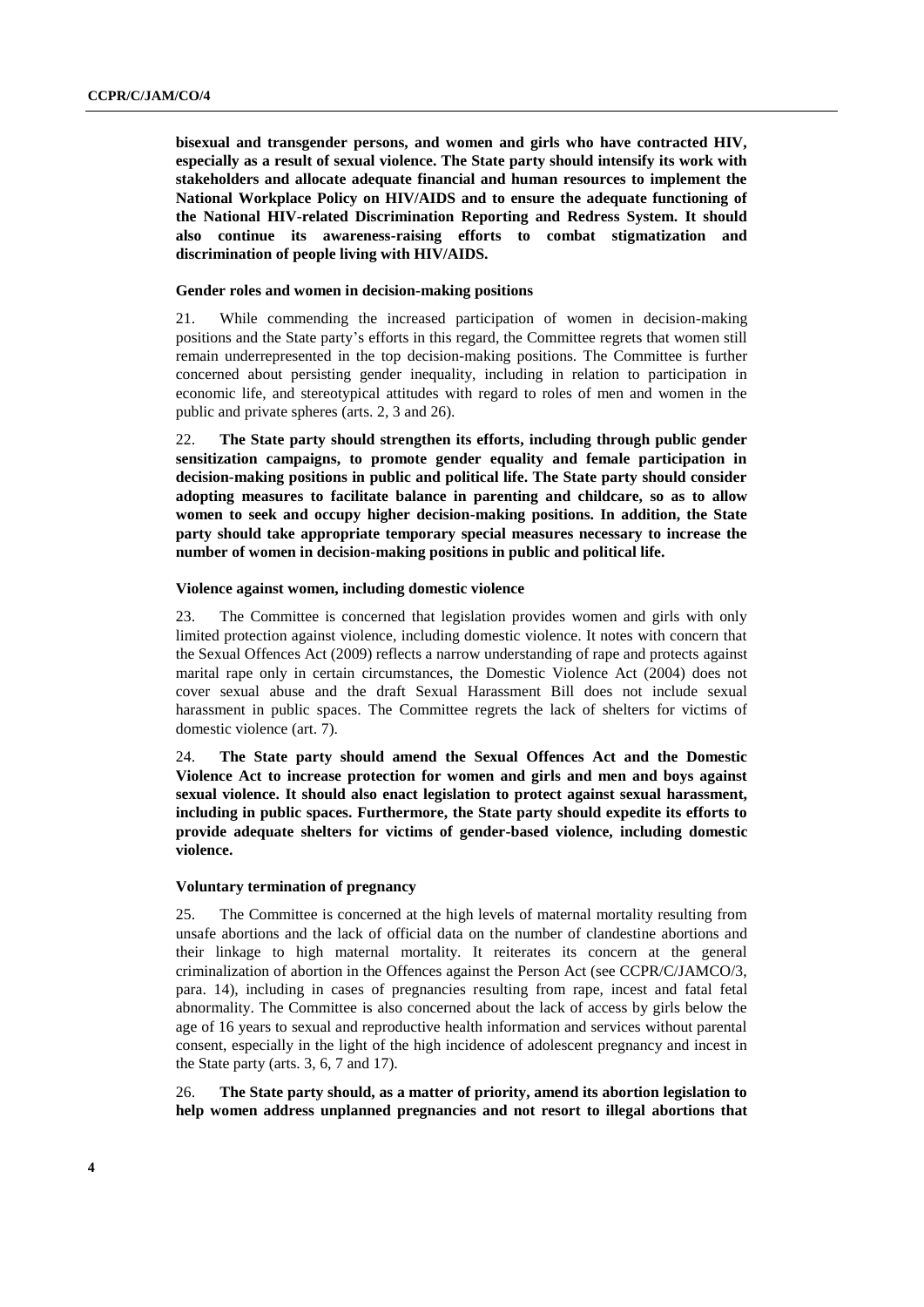**bisexual and transgender persons, and women and girls who have contracted HIV, especially as a result of sexual violence. The State party should intensify its work with stakeholders and allocate adequate financial and human resources to implement the National Workplace Policy on HIV/AIDS and to ensure the adequate functioning of the National HIV-related Discrimination Reporting and Redress System. It should also continue its awareness-raising efforts to combat stigmatization and discrimination of people living with HIV/AIDS.**

### Gender roles and women in decision-making positions

21. While commending the increased participation of women in decision-making positions and the State party's efforts in this regard, the Committee regrets that women still remain underrepresented in the top decision-making positions. The Committee is further concerned about persisting gender inequality, including in relation to participation in economic life, and stereotypical attitudes with regard to roles of men and women in the public and private spheres (arts. 2, 3 and 26).

22. **The State party should strengthen its efforts, including through public gender sensitization campaigns, to promote gender equality and female participation in decision-making positions in public and political life. The State party should consider adopting measures to facilitate balance in parenting and childcare, so as to allow women to seek and occupy higher decision-making positions. In addition, the State party should take appropriate temporary special measures necessary to increase the number of women in decision-making positions in public and political life.**

### Violence against women, including domestic violence

23. The Committee is concerned that legislation provides women and girls with only limited protection against violence, including domestic violence. It notes with concern that the Sexual Offences Act (2009) reflects a narrow understanding of rape and protects against marital rape only in certain circumstances, the Domestic Violence Act (2004) does not cover sexual abuse and the draft Sexual Harassment Bill does not include sexual harassment in public spaces. The Committee regrets the lack of shelters for victims of domestic violence (art. 7).

24. **The State party should amend the Sexual Offences Act and the Domestic Violence Act to increase protection for women and girls and men and boys against sexual violence. It should also enact legislation to protect against sexual harassment, including in public spaces. Furthermore, the State party should expedite its efforts to provide adequate shelters for victims of gender-based violence, including domestic violence.**

### Voluntary termination of pregnancy

25. The Committee is concerned at the high levels of maternal mortality resulting from unsafe abortions and the lack of official data on the number of clandestine abortions and their linkage to high maternal mortality. It reiterates its concern at the general criminalization of abortion in the Offences against the Person Act (see CCPR/C/JAMCO/3, para. 14), including in cases of pregnancies resulting from rape, incest and fatal fetal abnormality. The Committee is also concerned about the lack of access by girls below the age of 16 years to sexual and reproductive health information and services without parental consent, especially in the light of the high incidence of adolescent pregnancy and incest in the State party (arts. 3, 6, 7 and 17).

26. **The State party should, as a matter of priority, amend its abortion legislation to help women address unplanned pregnancies and not resort to illegal abortions that**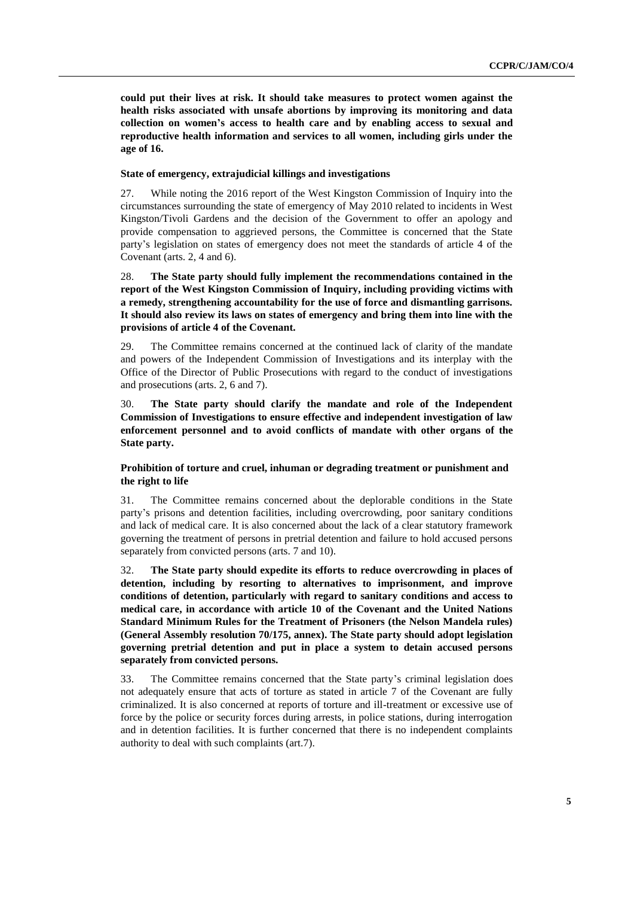**could put their lives at risk. It should take measures to protect women against the health risks associated with unsafe abortions by improving its monitoring and data collection on women's access to health care and by enabling access to sexual and reproductive health information and services to all women, including girls under the age of 16.**

### State of emergency, extrajudicial killings and investigations

27. While noting the 2016 report of the West Kingston Commission of Inquiry into the circumstances surrounding the state of emergency of May 2010 related to incidents in West Kingston/Tivoli Gardens and the decision of the Government to offer an apology and provide compensation to aggrieved persons, the Committee is concerned that the State party's legislation on states of emergency does not meet the standards of article 4 of the Covenant (arts. 2, 4 and 6).

28. **The State party should fully implement the recommendations contained in the report of the West Kingston Commission of Inquiry, including providing victims with a remedy, strengthening accountability for the use of force and dismantling garrisons. It should also review its laws on states of emergency and bring them into line with the provisions of article 4 of the Covenant.**

29. The Committee remains concerned at the continued lack of clarity of the mandate and powers of the Independent Commission of Investigations and its interplay with the Office of the Director of Public Prosecutions with regard to the conduct of investigations and prosecutions (arts. 2, 6 and 7).

30. **The State party should clarify the mandate and role of the Independent Commission of Investigations to ensure effective and independent investigation of law enforcement personnel and to avoid conflicts of mandate with other organs of the State party.**

### Prohibition of torture and cruel, inhuman or degrading treatment or punishment and the right to life

31. The Committee remains concerned about the deplorable conditions in the State party's prisons and detention facilities, including overcrowding, poor sanitary conditions and lack of medical care. It is also concerned about the lack of a clear statutory framework governing the treatment of persons in pretrial detention and failure to hold accused persons separately from convicted persons (arts. 7 and 10).

32. **The State party should expedite its efforts to reduce overcrowding in places of detention, including by resorting to alternatives to imprisonment, and improve conditions of detention, particularly with regard to sanitary conditions and access to medical care, in accordance with article 10 of the Covenant and the United Nations Standard Minimum Rules for the Treatment of Prisoners (the Nelson Mandela rules) (General Assembly resolution 70/175, annex). The State party should adopt legislation governing pretrial detention and put in place a system to detain accused persons separately from convicted persons.**

33. The Committee remains concerned that the State party's criminal legislation does not adequately ensure that acts of torture as stated in article 7 of the Covenant are fully criminalized. It is also concerned at reports of torture and ill-treatment or excessive use of force by the police or security forces during arrests, in police stations, during interrogation and in detention facilities. It is further concerned that there is no independent complaints authority to deal with such complaints (art.7).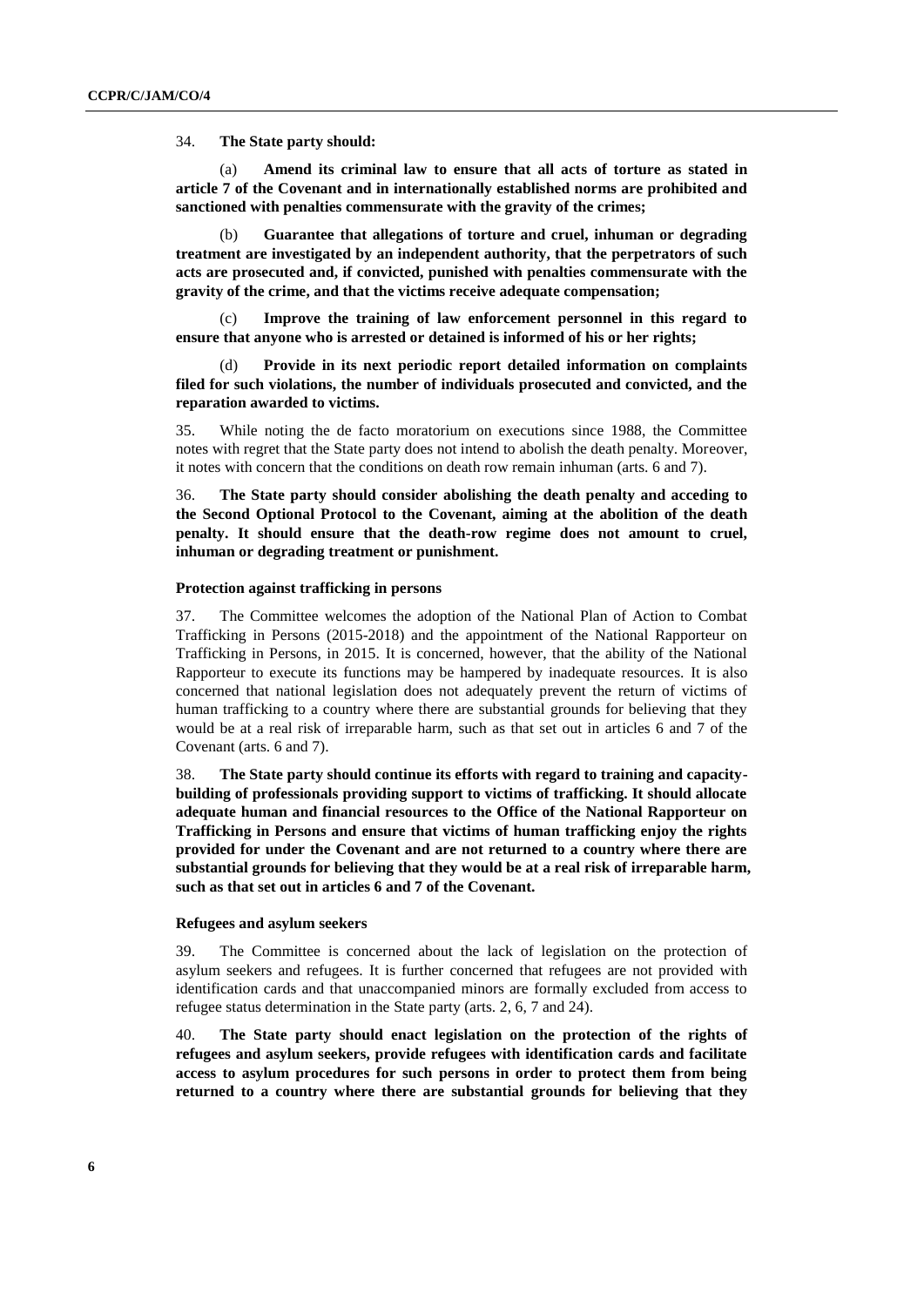34. **The State party should:**

(a) **Amend its criminal law to ensure that all acts of torture as stated in article 7 of the Covenant and in internationally established norms are prohibited and sanctioned with penalties commensurate with the gravity of the crimes;**

(b) **Guarantee that allegations of torture and cruel, inhuman or degrading treatment are investigated by an independent authority, that the perpetrators of such acts are prosecuted and, if convicted, punished with penalties commensurate with the gravity of the crime, and that the victims receive adequate compensation;**

(c) **Improve the training of law enforcement personnel in this regard to ensure that anyone who is arrested or detained is informed of his or her rights;**

(d) **Provide in its next periodic report detailed information on complaints filed for such violations, the number of individuals prosecuted and convicted, and the reparation awarded to victims.**

35. While noting the de facto moratorium on executions since 1988, the Committee notes with regret that the State party does not intend to abolish the death penalty. Moreover, it notes with concern that the conditions on death row remain inhuman (arts. 6 and 7).

36. **The State party should consider abolishing the death penalty and acceding to the Second Optional Protocol to the Covenant, aiming at the abolition of the death penalty. It should ensure that the death-row regime does not amount to cruel, inhuman or degrading treatment or punishment.**

#### Protection against trafficking in persons

37. The Committee welcomes the adoption of the National Plan of Action to Combat Trafficking in Persons (2015-2018) and the appointment of the National Rapporteur on Trafficking in Persons, in 2015. It is concerned, however, that the ability of the National Rapporteur to execute its functions may be hampered by inadequate resources. It is also concerned that national legislation does not adequately prevent the return of victims of human trafficking to a country where there are substantial grounds for believing that they would be at a real risk of irreparable harm, such as that set out in articles 6 and 7 of the Covenant (arts. 6 and 7).

38. **The State party should continue its efforts with regard to training and capacity-building of professionals providing support to victims of trafficking. It should allocate adequate human and financial resources to the Office of the National Rapporteur on Trafficking in Persons and ensure that victims of human trafficking enjoy the rights provided for under the Covenant and are not returned to a country where there are substantial grounds for believing that they would be at a real risk of irreparable harm, such as that set out in articles 6 and 7 of the Covenant.**

#### Refugees and asylum seekers

39. The Committee is concerned about the lack of legislation on the protection of asylum seekers and refugees. It is further concerned that refugees are not provided with identification cards and that unaccompanied minors are formally excluded from access to refugee status determination in the State party (arts. 2, 6, 7 and 24).

40. **The State party should enact legislation on the protection of the rights of refugees and asylum seekers, provide refugees with identification cards and facilitate access to asylum procedures for such persons in order to protect them from being returned to a country where there are substantial grounds for believing that they**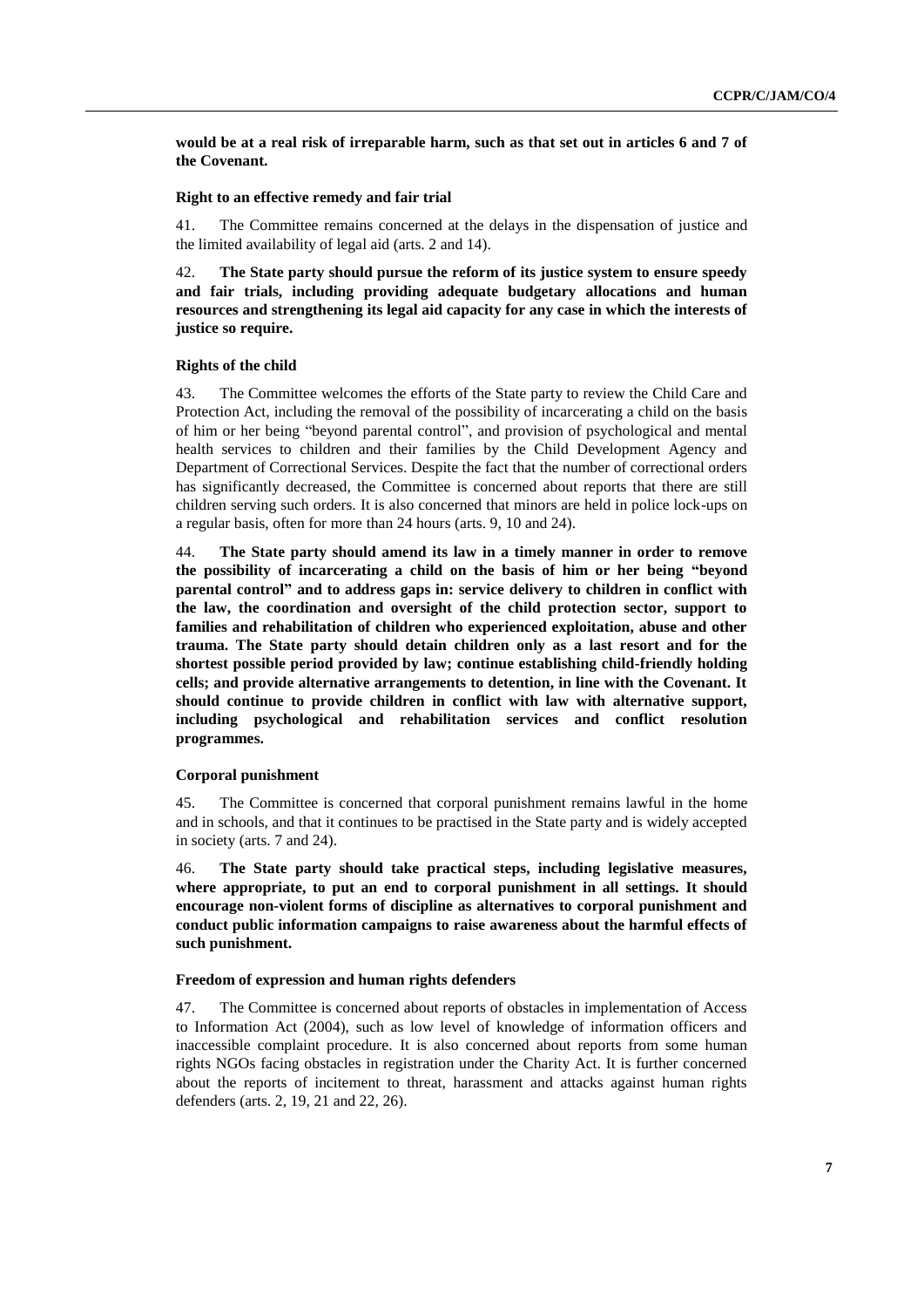**would be at a real risk of irreparable harm, such as that set out in articles 6 and 7 of the Covenant.**

### Right to an effective remedy and fair trial

41. The Committee remains concerned at the delays in the dispensation of justice and the limited availability of legal aid (arts. 2 and 14).

42. **The State party should pursue the reform of its justice system to ensure speedy and fair trials, including providing adequate budgetary allocations and human resources and strengthening its legal aid capacity for any case in which the interests of justice so require.**

### Rights of the child

43. The Committee welcomes the efforts of the State party to review the Child Care and Protection Act, including the removal of the possibility of incarcerating a child on the basis of him or her being "beyond parental control", and provision of psychological and mental health services to children and their families by the Child Development Agency and Department of Correctional Services. Despite the fact that the number of correctional orders has significantly decreased, the Committee is concerned about reports that there are still children serving such orders. It is also concerned that minors are held in police lock-ups on a regular basis, often for more than 24 hours (arts. 9, 10 and 24).

44. **The State party should amend its law in a timely manner in order to remove the possibility of incarcerating a child on the basis of him or her being "beyond parental control" and to address gaps in: service delivery to children in conflict with the law, the coordination and oversight of the child protection sector, support to families and rehabilitation of children who experienced exploitation, abuse and other trauma. The State party should detain children only as a last resort and for the shortest possible period provided by law; continue establishing child-friendly holding cells; and provide alternative arrangements to detention, in line with the Covenant. It should continue to provide children in conflict with law with alternative support, including psychological and rehabilitation services and conflict resolution programmes.**

### Corporal punishment

45. The Committee is concerned that corporal punishment remains lawful in the home and in schools, and that it continues to be practised in the State party and is widely accepted in society (arts. 7 and 24).

46. **The State party should take practical steps, including legislative measures, where appropriate, to put an end to corporal punishment in all settings. It should encourage non-violent forms of discipline as alternatives to corporal punishment and conduct public information campaigns to raise awareness about the harmful effects of such punishment.**

### Freedom of expression and human rights defenders

47. The Committee is concerned about reports of obstacles in implementation of Access to Information Act (2004), such as low level of knowledge of information officers and inaccessible complaint procedure. It is also concerned about reports from some human rights NGOs facing obstacles in registration under the Charity Act. It is further concerned about the reports of incitement to threat, harassment and attacks against human rights defenders (arts. 2, 19, 21 and 22, 26).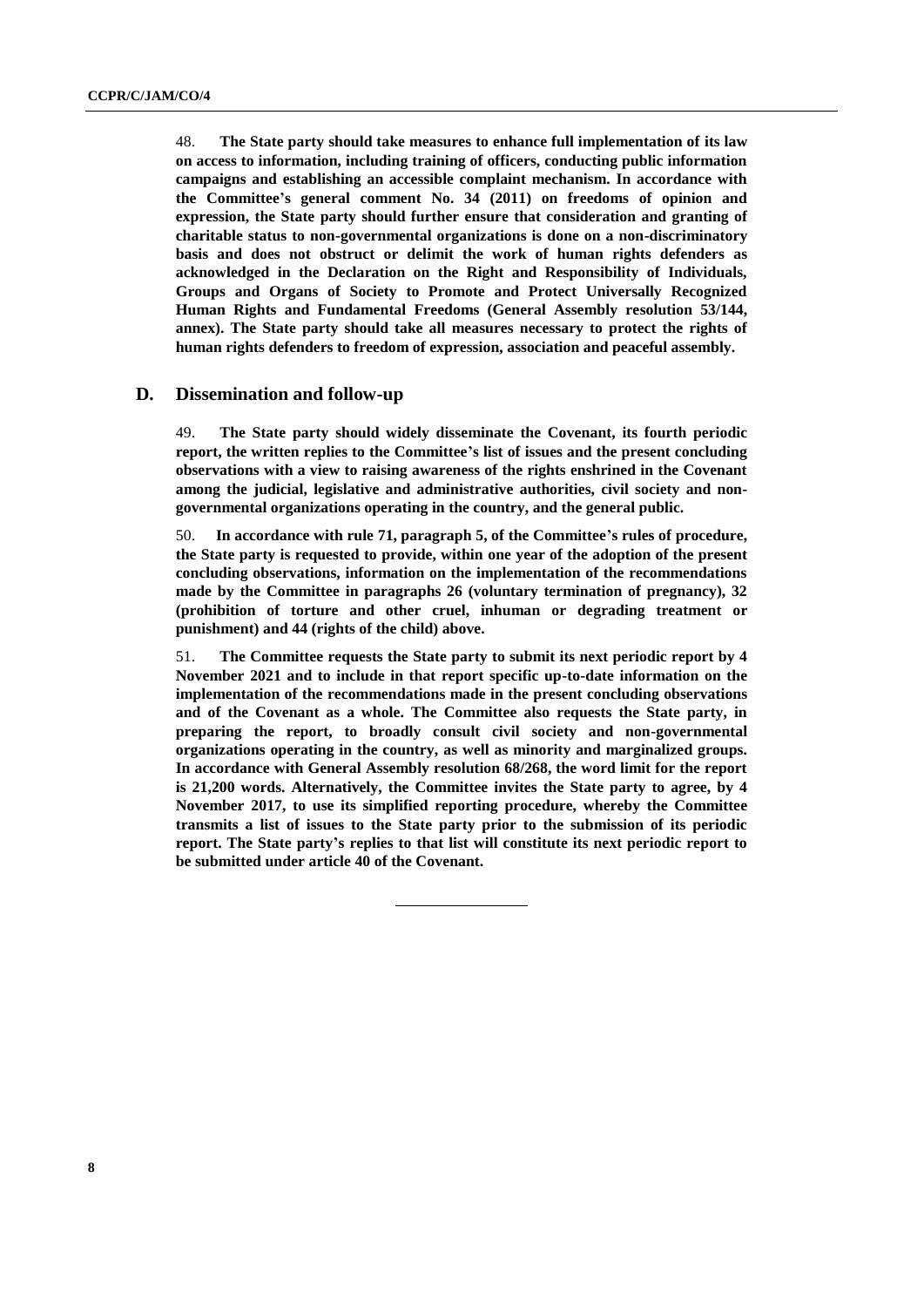48. **The State party should take measures to enhance full implementation of its law on access to information, including training of officers, conducting public information campaigns and establishing an accessible complaint mechanism. In accordance with the Committee's general comment No. 34 (2011) on freedoms of opinion and expression, the State party should further ensure that consideration and granting of charitable status to non-governmental organizations is done on a non-discriminatory basis and does not obstruct or delimit the work of human rights defenders as acknowledged in the Declaration on the Right and Responsibility of Individuals, Groups and Organs of Society to Promote and Protect Universally Recognized Human Rights and Fundamental Freedoms (General Assembly resolution 53/144, annex). The State party should take all measures necessary to protect the rights of human rights defenders to freedom of expression, association and peaceful assembly.**

## D. Dissemination and follow-up

49. **The State party should widely disseminate the Covenant, its fourth periodic report, the written replies to the Committee's list of issues and the present concluding observations with a view to raising awareness of the rights enshrined in the Covenant among the judicial, legislative and administrative authorities, civil society and non-governmental organizations operating in the country, and the general public.**

50. **In accordance with rule 71, paragraph 5, of the Committee's rules of procedure, the State party is requested to provide, within one year of the adoption of the present concluding observations, information on the implementation of the recommendations made by the Committee in paragraphs 26 (voluntary termination of pregnancy), 32 (prohibition of torture and other cruel, inhuman or degrading treatment or punishment) and 44 (rights of the child) above.**

51. **The Committee requests the State party to submit its next periodic report by 4 November 2021 and to include in that report specific up-to-date information on the implementation of the recommendations made in the present concluding observations and of the Covenant as a whole. The Committee also requests the State party, in preparing the report, to broadly consult civil society and non-governmental organizations operating in the country, as well as minority and marginalized groups. In accordance with General Assembly resolution 68/268, the word limit for the report is 21,200 words. Alternatively, the Committee invites the State party to agree, by 4 November 2017, to use its simplified reporting procedure, whereby the Committee transmits a list of issues to the State party prior to the submission of its periodic report. The State party's replies to that list will constitute its next periodic report to be submitted under article 40 of the Covenant.**